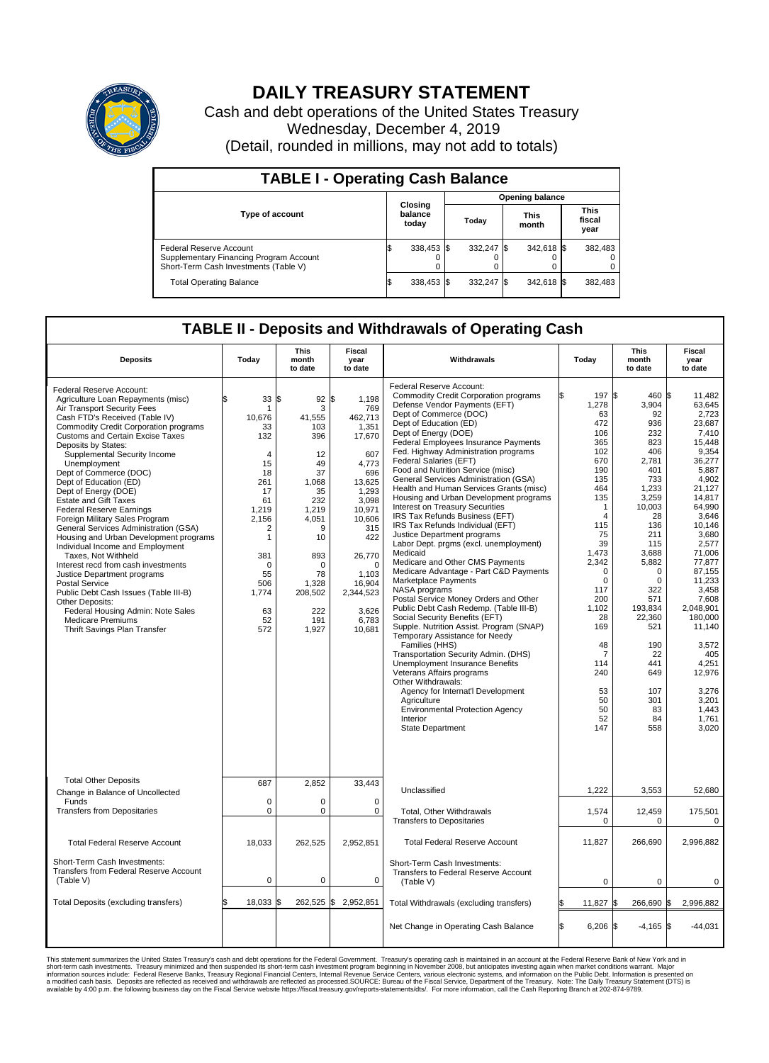# DAILY TREASURY STATEMENT

Cash and debt operations of the United States Treasury
Wednesday, December 4, 2019
(Detail, rounded in millions, may not add to totals)

## TABLE I - Operating Cash Balance

| Type of account | Closing balance today | Opening balance Today | Opening balance This month | Opening balance This fiscal year |
|---|---|---|---|---|
| Federal Reserve Account | $ 338,453 | $ 332,247 | $ 342,618 | $ 382,483 |
| Supplementary Financing Program Account | 0 | 0 | 0 | 0 |
| Short-Term Cash Investments (Table V) | 0 | 0 | 0 | 0 |
| Total Operating Balance | $ 338,453 | $ 332,247 | $ 342,618 | $ 382,483 |

## TABLE II - Deposits and Withdrawals of Operating Cash

| Deposits | Today | This month to date | Fiscal year to date |
|---|---|---|---|
| Federal Reserve Account: | | | |
| Agriculture Loan Repayments (misc) | $ 33 | $ 92 | $ 1,198 |
| Air Transport Security Fees | 1 | 3 | 769 |
| Cash FTD's Received (Table IV) | 10,676 | 41,555 | 462,713 |
| Commodity Credit Corporation programs | 33 | 103 | 1,351 |
| Customs and Certain Excise Taxes | 132 | 396 | 17,670 |
| Deposits by States: | | | |
| Supplemental Security Income | 4 | 12 | 607 |
| Unemployment | 15 | 49 | 4,773 |
| Dept of Commerce (DOC) | 18 | 37 | 696 |
| Dept of Education (ED) | 261 | 1,068 | 13,625 |
| Dept of Energy (DOE) | 17 | 35 | 1,293 |
| Estate and Gift Taxes | 61 | 232 | 3,098 |
| Federal Reserve Earnings | 1,219 | 1,219 | 10,971 |
| Foreign Military Sales Program | 2,156 | 4,051 | 10,606 |
| General Services Administration (GSA) | 2 | 9 | 315 |
| Housing and Urban Development programs | 1 | 10 | 422 |
| Individual Income and Employment Taxes, Not Withheld | 381 | 893 | 26,770 |
| Interest recd from cash investments | 0 | 0 | 0 |
| Justice Department programs | 55 | 78 | 1,103 |
| Postal Service | 506 | 1,328 | 16,904 |
| Public Debt Cash Issues (Table III-B) | 1,774 | 208,502 | 2,344,523 |
| Other Deposits: | | | |
| Federal Housing Admin: Note Sales | 63 | 222 | 3,626 |
| Medicare Premiums | 52 | 191 | 6,783 |
| Thrift Savings Plan Transfer | 572 | 1,927 | 10,681 |
| Total Other Deposits | 687 | 2,852 | 33,443 |
| Change in Balance of Uncollected Funds | 0 | 0 | 0 |
| Transfers from Depositaries | 0 | 0 | 0 |
| Total Federal Reserve Account | 18,033 | 262,525 | 2,952,851 |
| Short-Term Cash Investments: Transfers from Federal Reserve Account (Table V) | 0 | 0 | 0 |
| Total Deposits (excluding transfers) | $ 18,033 | $ 262,525 | $ 2,952,851 |

| Withdrawals | Today | This month to date | Fiscal year to date |
|---|---|---|---|
| Federal Reserve Account: | | | |
| Commodity Credit Corporation programs | $ 197 | $ 460 | $ 11,482 |
| Defense Vendor Payments (EFT) | 1,278 | 3,904 | 63,645 |
| Dept of Commerce (DOC) | 63 | 92 | 2,723 |
| Dept of Education (ED) | 472 | 936 | 23,687 |
| Dept of Energy (DOE) | 106 | 232 | 7,410 |
| Federal Employees Insurance Payments | 365 | 823 | 15,448 |
| Fed. Highway Administration programs | 102 | 406 | 9,354 |
| Federal Salaries (EFT) | 670 | 2,781 | 36,277 |
| Food and Nutrition Service (misc) | 190 | 401 | 5,887 |
| General Services Administration (GSA) | 135 | 733 | 4,902 |
| Health and Human Services Grants (misc) | 464 | 1,233 | 21,127 |
| Housing and Urban Development programs | 135 | 3,259 | 14,817 |
| Interest on Treasury Securities | 1 | 10,003 | 64,990 |
| IRS Tax Refunds Business (EFT) | 4 | 28 | 3,646 |
| IRS Tax Refunds Individual (EFT) | 115 | 136 | 10,146 |
| Justice Department programs | 75 | 211 | 3,680 |
| Labor Dept. prgms (excl. unemployment) | 39 | 115 | 2,577 |
| Medicaid | 1,473 | 3,688 | 71,006 |
| Medicare and Other CMS Payments | 2,342 | 5,882 | 77,877 |
| Medicare Advantage - Part C&D Payments | 0 | 0 | 87,155 |
| Marketplace Payments | 0 | 0 | 11,233 |
| NASA programs | 117 | 322 | 3,458 |
| Postal Service Money Orders and Other | 200 | 571 | 7,608 |
| Public Debt Cash Redemp. (Table III-B) | 1,102 | 193,834 | 2,048,901 |
| Social Security Benefits (EFT) | 28 | 22,360 | 180,000 |
| Supple. Nutrition Assist. Program (SNAP) | 169 | 521 | 11,140 |
| Temporary Assistance for Needy Families (HHS) | 48 | 190 | 3,572 |
| Transportation Security Admin. (DHS) | 7 | 22 | 405 |
| Unemployment Insurance Benefits | 114 | 441 | 4,251 |
| Veterans Affairs programs | 240 | 649 | 12,976 |
| Other Withdrawals: | | | |
| Agency for Internat'l Development | 53 | 107 | 3,276 |
| Agriculture | 50 | 301 | 3,201 |
| Environmental Protection Agency | 50 | 83 | 1,443 |
| Interior | 52 | 84 | 1,761 |
| State Department | 147 | 558 | 3,020 |
| Unclassified | 1,222 | 3,553 | 52,680 |
| Total, Other Withdrawals | 1,574 | 12,459 | 175,501 |
| Transfers to Depositaries | 0 | 0 | 0 |
| Total Federal Reserve Account | 11,827 | 266,690 | 2,996,882 |
| Short-Term Cash Investments: Transfers to Federal Reserve Account (Table V) | 0 | 0 | 0 |
| Total Withdrawals (excluding transfers) | $ 11,827 | $ 266,690 | $ 2,996,882 |
| Net Change in Operating Cash Balance | $ 6,206 | $ -4,165 | $ -44,031 |

This statement summarizes the United States Treasury's cash and debt operations for the Federal Government. Treasury's operating cash is maintained in an account at the Federal Reserve Bank of New York and in short-term cash investments. Treasury minimized and then suspended its short-term cash investment program beginning in November 2008, but anticipates investing again when market conditions warrant. Major information sources include: Federal Reserve Banks, Treasury Regional Financial Centers, Internal Revenue Service Centers, various electronic systems, and information on the Public Debt. Information is presented on a modified cash basis. Deposits are reflected as received and withdrawals are reflected as processed.SOURCE: Bureau of the Fiscal Service, Department of the Treasury. Note: The Daily Treasury Statement (DTS) is available by 4:00 p.m. the following business day on the Fiscal Service website https://fiscal.treasury.gov/reports-statements/dts/. For more information, call the Cash Reporting Branch at 202-874-9789.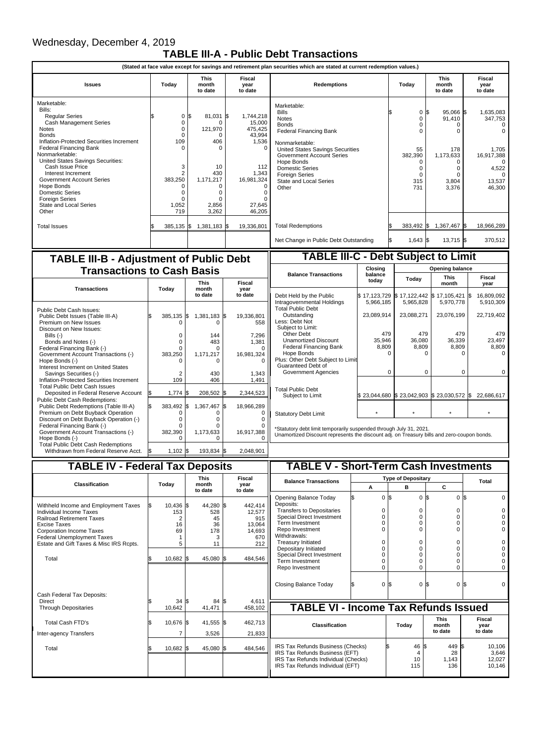Wednesday, December 4, 2019

# TABLE III-A - Public Debt Transactions

(Stated at face value except for savings and retirement plan securities which are stated at current redemption values.)

| Issues | Today | This month to date | Fiscal year to date |
|---|---|---|---|
| Marketable: | | | |
| Bills: | | | |
| Regular Series | $ 0 | $ 81,031 | $ 1,744,218 |
| Cash Management Series | 0 | 0 | 15,000 |
| Notes | 0 | 121,970 | 475,425 |
| Bonds | 0 | 0 | 43,994 |
| Inflation-Protected Securities Increment | 109 | 406 | 1,536 |
| Federal Financing Bank | 0 | 0 | 0 |
| Nonmarketable: | | | |
| United States Savings Securities: | | | |
| Cash Issue Price | 3 | 10 | 112 |
| Interest Increment | 2 | 430 | 1,343 |
| Government Account Series | 383,250 | 1,171,217 | 16,981,324 |
| Hope Bonds | 0 | 0 | 0 |
| Domestic Series | 0 | 0 | 0 |
| Foreign Series | 0 | 0 | 0 |
| State and Local Series | 1,052 | 2,856 | 27,645 |
| Other | 719 | 3,262 | 46,205 |
| Total Issues | $ 385,135 | $ 1,381,183 | $ 19,336,801 |

| Redemptions | Today | This month to date | Fiscal year to date |
|---|---|---|---|
| Marketable: | | | |
| Bills | $ 0 | $ 95,066 | $ 1,635,083 |
| Notes | 0 | 91,410 | 347,753 |
| Bonds | 0 | 0 | 0 |
| Federal Financing Bank | 0 | 0 | 0 |
| Nonmarketable: | | | |
| United States Savings Securities | 55 | 178 | 1,705 |
| Government Account Series | 382,390 | 1,173,633 | 16,917,388 |
| Hope Bonds | 0 | 0 | 0 |
| Domestic Series | 0 | 0 | 4,522 |
| Foreign Series | 0 | 0 | 0 |
| State and Local Series | 315 | 3,804 | 13,537 |
| Other | 731 | 3,376 | 46,300 |
| Total Redemptions | $ 383,492 | $ 1,367,467 | $ 18,966,289 |
| Net Change in Public Debt Outstanding | $ 1,643 | $ 13,715 | $ 370,512 |

# TABLE III-B - Adjustment of Public Debt Transactions to Cash Basis

| Transactions | Today | This month to date | Fiscal year to date |
|---|---|---|---|
| Public Debt Cash Issues: | | | |
| Public Debt Issues (Table III-A) | $ 385,135 | $ 1,381,183 | $ 19,336,801 |
| Premium on New Issues | 0 | 0 | 558 |
| Discount on New Issues: | | | |
| Bills (-) | 0 | 144 | 7,296 |
| Bonds and Notes (-) | 0 | 483 | 1,381 |
| Federal Financing Bank (-) | 0 | 0 | 0 |
| Government Account Transactions (-) | 383,250 | 1,171,217 | 16,981,324 |
| Hope Bonds (-) | 0 | 0 | 0 |
| Interest Increment on United States Savings Securities (-) | 2 | 430 | 1,343 |
| Inflation-Protected Securities Increment | 109 | 406 | 1,491 |
| Total Public Debt Cash Issues Deposited in Federal Reserve Account | $ 1,774 | $ 208,502 | $ 2,344,523 |
| Public Debt Cash Redemptions: | | | |
| Public Debt Redemptions (Table III-A) | $ 383,492 | $ 1,367,467 | $ 18,966,289 |
| Premium on Debt Buyback Operation | 0 | 0 | 0 |
| Discount on Debt Buyback Operation (-) | 0 | 0 | 0 |
| Federal Financing Bank (-) | 0 | 0 | 0 |
| Government Account Transactions (-) | 382,390 | 1,173,633 | 16,917,388 |
| Hope Bonds (-) | 0 | 0 | 0 |
| Total Public Debt Cash Redemptions Withdrawn from Federal Reserve Acct. | $ 1,102 | $ 193,834 | $ 2,048,901 |

# TABLE III-C - Debt Subject to Limit

| Balance Transactions | Closing balance today | Opening balance Today | Opening balance This month | Opening balance Fiscal year |
|---|---|---|---|---|
| Debt Held by the Public | $ 17,123,729 | $ 17,122,442 | $ 17,105,421 | $ 16,809,092 |
| Intragovernmental Holdings | 5,966,185 | 5,965,828 | 5,970,778 | 5,910,309 |
| Total Public Debt Outstanding | 23,089,914 | 23,088,271 | 23,076,199 | 22,719,402 |
| Less: Debt Not Subject to Limit: | | | | |
| Other Debt | 479 | 479 | 479 | 479 |
| Unamortized Discount | 35,946 | 36,080 | 36,339 | 23,497 |
| Federal Financing Bank | 8,809 | 8,809 | 8,809 | 8,809 |
| Hope Bonds | 0 | 0 | 0 | 0 |
| Plus: Other Debt Subject to Limit | | | | |
| Guaranteed Debt of Government Agencies | 0 | 0 | 0 | 0 |
| Total Public Debt Subject to Limit | $ 23,044,680 | $ 23,042,903 | $ 23,030,572 | $ 22,686,617 |
| Statutory Debt Limit | * | * | * | * |

*Statutory debt limit temporarily suspended through July 31, 2021.
Unamortized Discount represents the discount adj. on Treasury bills and zero-coupon bonds.

# TABLE IV - Federal Tax Deposits

| Classification | Today | This month to date | Fiscal year to date |
|---|---|---|---|
| Withheld Income and Employment Taxes | $ 10,436 | $ 44,280 | $ 442,414 |
| Individual Income Taxes | 153 | 528 | 12,577 |
| Railroad Retirement Taxes | 2 | 45 | 915 |
| Excise Taxes | 16 | 36 | 13,064 |
| Corporation Income Taxes | 69 | 178 | 14,693 |
| Federal Unemployment Taxes | 1 | 3 | 670 |
| Estate and Gift Taxes & Misc IRS Rcpts. | 5 | 11 | 212 |
| Total | $ 10,682 | $ 45,080 | $ 484,546 |
| Cash Federal Tax Deposits: | | | |
| Direct | $ 34 | $ 84 | $ 4,611 |
| Through Depositaries | 10,642 | 41,471 | 458,102 |
| Total Cash FTD's | $ 10,676 | $ 41,555 | $ 462,713 |
| Inter-agency Transfers | 7 | 3,526 | 21,833 |
| Total | $ 10,682 | $ 45,080 | $ 484,546 |

# TABLE V - Short-Term Cash Investments

| Balance Transactions | Type of Depositary A | Type of Depositary B | Type of Depositary C | Total |
|---|---|---|---|---|
| Opening Balance Today | $ 0 | $ 0 | $ 0 | $ 0 |
| Deposits: | | | | |
| Transfers to Depositaries | 0 | 0 | 0 | 0 |
| Special Direct Investment | 0 | 0 | 0 | 0 |
| Term Investment | 0 | 0 | 0 | 0 |
| Repo Investment | 0 | 0 | 0 | 0 |
| Withdrawals: | | | | |
| Treasury Initiated | 0 | 0 | 0 | 0 |
| Depositary Initiated | 0 | 0 | 0 | 0 |
| Special Direct Investment | 0 | 0 | 0 | 0 |
| Term Investment | 0 | 0 | 0 | 0 |
| Repo Investment | 0 | 0 | 0 | 0 |
| Closing Balance Today | $ 0 | $ 0 | $ 0 | $ 0 |

# TABLE VI - Income Tax Refunds Issued

| Classification | Today | This month to date | Fiscal year to date |
|---|---|---|---|
| IRS Tax Refunds Business (Checks) | $ 46 | $ 449 | $ 10,106 |
| IRS Tax Refunds Business (EFT) | 4 | 28 | 3,646 |
| IRS Tax Refunds Individual (Checks) | 10 | 1,143 | 12,027 |
| IRS Tax Refunds Individual (EFT) | 115 | 136 | 10,146 |